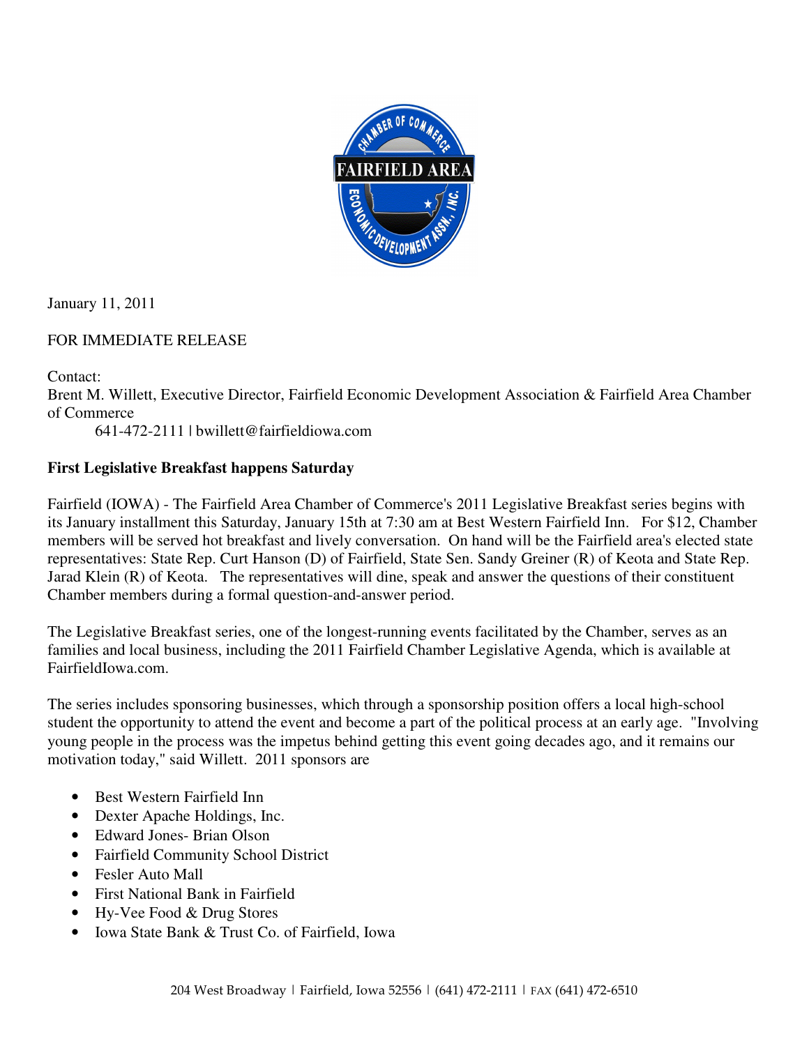January 11, 2011

FOR IMMEDIATE RELEASE

Contact:
Brent M. Willett, Executive Director, Fairfield Economic Development Association & Fairfield Area Chamber of Commerce
641-472-2111 | bwillett@fairfieldiowa.com

**First Legislative Breakfast happens Saturday**

Fairfield (IOWA) - The Fairfield Area Chamber of Commerce's 2011 Legislative Breakfast series begins with its January installment this Saturday, January 15th at 7:30 am at Best Western Fairfield Inn. For $12, Chamber members will be served hot breakfast and lively conversation. On hand will be the Fairfield area's elected state representatives: State Rep. Curt Hanson (D) of Fairfield, State Sen. Sandy Greiner (R) of Keota and State Rep. Jarad Klein (R) of Keota. The representatives will dine, speak and answer the questions of their constituent Chamber members during a formal question-and-answer period.

The Legislative Breakfast series, one of the longest-running events facilitated by the Chamber, serves as an families and local business, including the 2011 Fairfield Chamber Legislative Agenda, which is available at FairfieldIowa.com.

The series includes sponsoring businesses, which through a sponsorship position offers a local high-school student the opportunity to attend the event and become a part of the political process at an early age. "Involving young people in the process was the impetus behind getting this event going decades ago, and it remains our motivation today," said Willett. 2011 sponsors are

- Best Western Fairfield Inn
- Dexter Apache Holdings, Inc.
- Edward Jones- Brian Olson
- Fairfield Community School District
- Fesler Auto Mall
- First National Bank in Fairfield
- Hy-Vee Food & Drug Stores
- Iowa State Bank & Trust Co. of Fairfield, Iowa

204 West Broadway | Fairfield, Iowa 52556 | (641) 472-2111 | FAX (641) 472-6510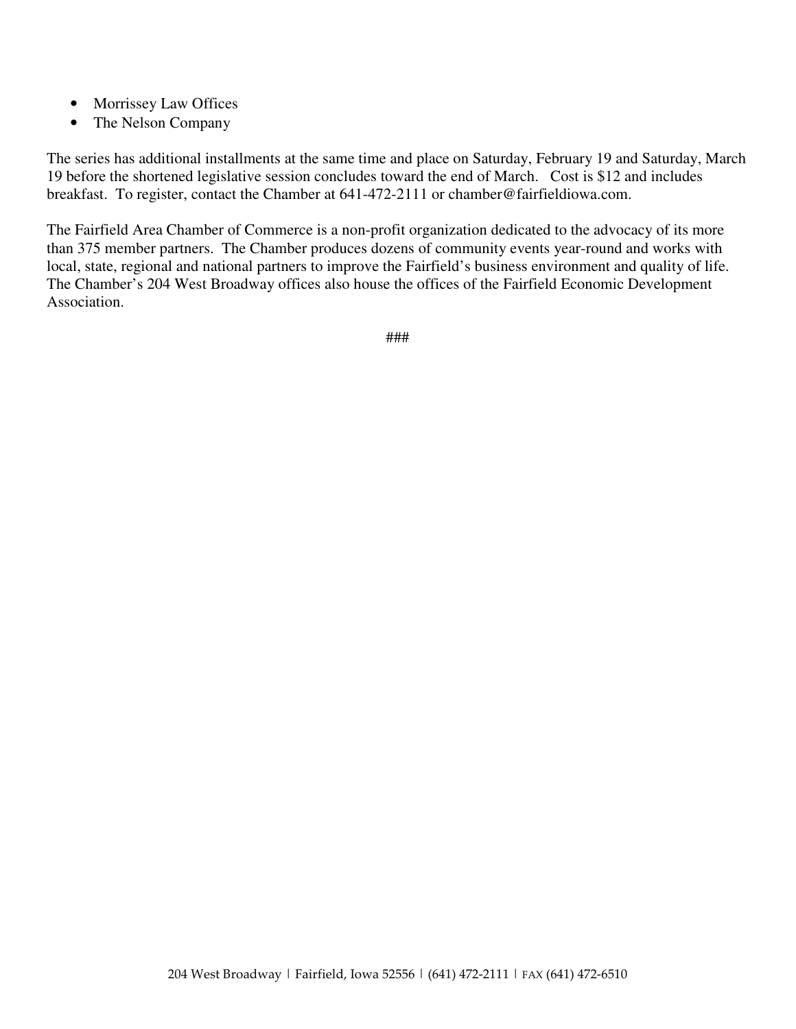- Morrissey Law Offices
- The Nelson Company

The series has additional installments at the same time and place on Saturday, February 19 and Saturday, March 19 before the shortened legislative session concludes toward the end of March. Cost is $12 and includes breakfast. To register, contact the Chamber at 641-472-2111 or chamber@fairfieldiowa.com.

The Fairfield Area Chamber of Commerce is a non-profit organization dedicated to the advocacy of its more than 375 member partners. The Chamber produces dozens of community events year-round and works with local, state, regional and national partners to improve the Fairfield's business environment and quality of life. The Chamber's 204 West Broadway offices also house the offices of the Fairfield Economic Development Association.

###